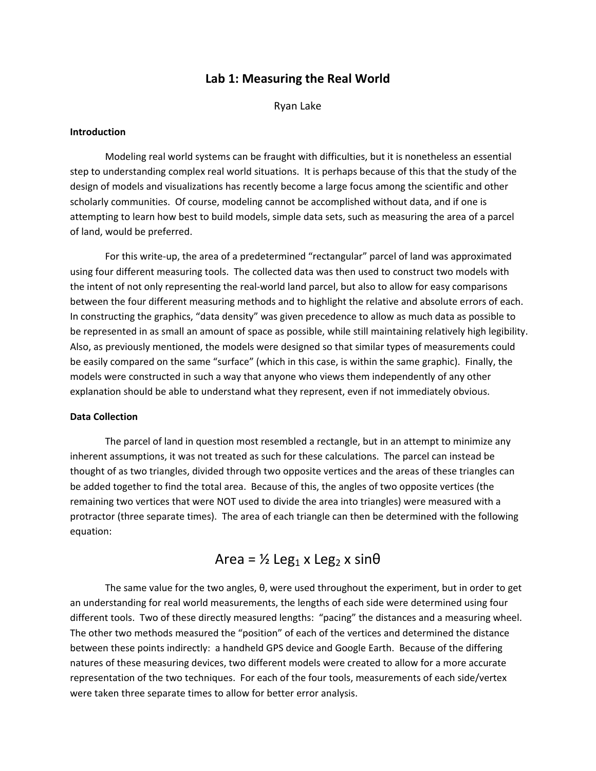# Lab 1: Measuring the Real World

Ryan Lake

### Introduction

Modeling real world systems can be fraught with difficulties, but it is nonetheless an essential step to understanding complex real world situations. It is perhaps because of this that the study of the design of models and visualizations has recently become a large focus among the scientific and other scholarly communities. Of course, modeling cannot be accomplished without data, and if one is attempting to learn how best to build models, simple data sets, such as measuring the area of a parcel of land, would be preferred.

For this write-up, the area of a predetermined "rectangular" parcel of land was approximated using four different measuring tools. The collected data was then used to construct two models with the intent of not only representing the real-world land parcel, but also to allow for easy comparisons between the four different measuring methods and to highlight the relative and absolute errors of each. In constructing the graphics, "data density" was given precedence to allow as much data as possible to be represented in as small an amount of space as possible, while still maintaining relatively high legibility. Also, as previously mentioned, the models were designed so that similar types of measurements could be easily compared on the same "surface" (which in this case, is within the same graphic). Finally, the models were constructed in such a way that anyone who views them independently of any other explanation should be able to understand what they represent, even if not immediately obvious.

### Data Collection

The parcel of land in question most resembled a rectangle, but in an attempt to minimize any inherent assumptions, it was not treated as such for these calculations. The parcel can instead be thought of as two triangles, divided through two opposite vertices and the areas of these triangles can be added together to find the total area. Because of this, the angles of two opposite vertices (the remaining two vertices that were NOT used to divide the area into triangles) were measured with a protractor (three separate times). The area of each triangle can then be determined with the following equation:

$$\text{Area} = \frac{1}{2}\,\text{Leg}_1 \times \text{Leg}_2 \times \sin\theta$$

The same value for the two angles, $\theta$, were used throughout the experiment, but in order to get an understanding for real world measurements, the lengths of each side were determined using four different tools. Two of these directly measured lengths: "pacing" the distances and a measuring wheel. The other two methods measured the "position" of each of the vertices and determined the distance between these points indirectly: a handheld GPS device and Google Earth. Because of the differing natures of these measuring devices, two different models were created to allow for a more accurate representation of the two techniques. For each of the four tools, measurements of each side/vertex were taken three separate times to allow for better error analysis.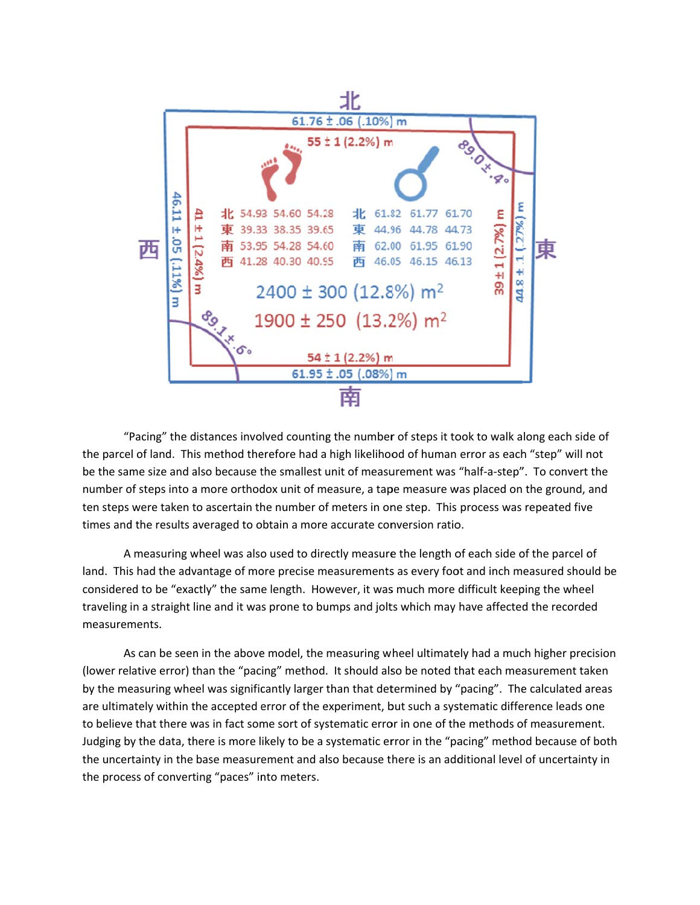北

61.76 ± .06 (.10%) m

55 ± 1 (2.2%) m

89.0 ± .4°

| | | | | | | | |
|---|---|---|---|---|---|---|---|
| 北 | 54.93 | 54.60 | 54.28 | 北 | 61.82 | 61.77 | 61.70 |
| 東 | 39.33 | 38.35 | 39.65 | 東 | 44.96 | 44.78 | 44.73 |
| 南 | 53.95 | 54.28 | 54.60 | 南 | 62.00 | 61.95 | 61.90 |
| 西 | 41.28 | 40.30 | 40.95 | 西 | 46.05 | 46.15 | 46.13 |

西 46.11 ± .05 (.11%) m

41 ± 1 (2.4%) m

2400 ± 300 (12.8%) $m^2$

1900 ± 250 (13.2%) $m^2$

39 ± 1 (2.7%) m

44.8 ± .1 (.27%) m 東

89.1 ± .6°

54 ± 1 (2.2%) m

61.95 ± .05 (.08%) m

南

"Pacing" the distances involved counting the number of steps it took to walk along each side of the parcel of land. This method therefore had a high likelihood of human error as each "step" will not be the same size and also because the smallest unit of measurement was "half-a-step". To convert the number of steps into a more orthodox unit of measure, a tape measure was placed on the ground, and ten steps were taken to ascertain the number of meters in one step. This process was repeated five times and the results averaged to obtain a more accurate conversion ratio.

A measuring wheel was also used to directly measure the length of each side of the parcel of land. This had the advantage of more precise measurements as every foot and inch measured should be considered to be "exactly" the same length. However, it was much more difficult keeping the wheel traveling in a straight line and it was prone to bumps and jolts which may have affected the recorded measurements.

As can be seen in the above model, the measuring wheel ultimately had a much higher precision (lower relative error) than the "pacing" method. It should also be noted that each measurement taken by the measuring wheel was significantly larger than that determined by "pacing". The calculated areas are ultimately within the accepted error of the experiment, but such a systematic difference leads one to believe that there was in fact some sort of systematic error in one of the methods of measurement. Judging by the data, there is more likely to be a systematic error in the "pacing" method because of both the uncertainty in the base measurement and also because there is an additional level of uncertainty in the process of converting "paces" into meters.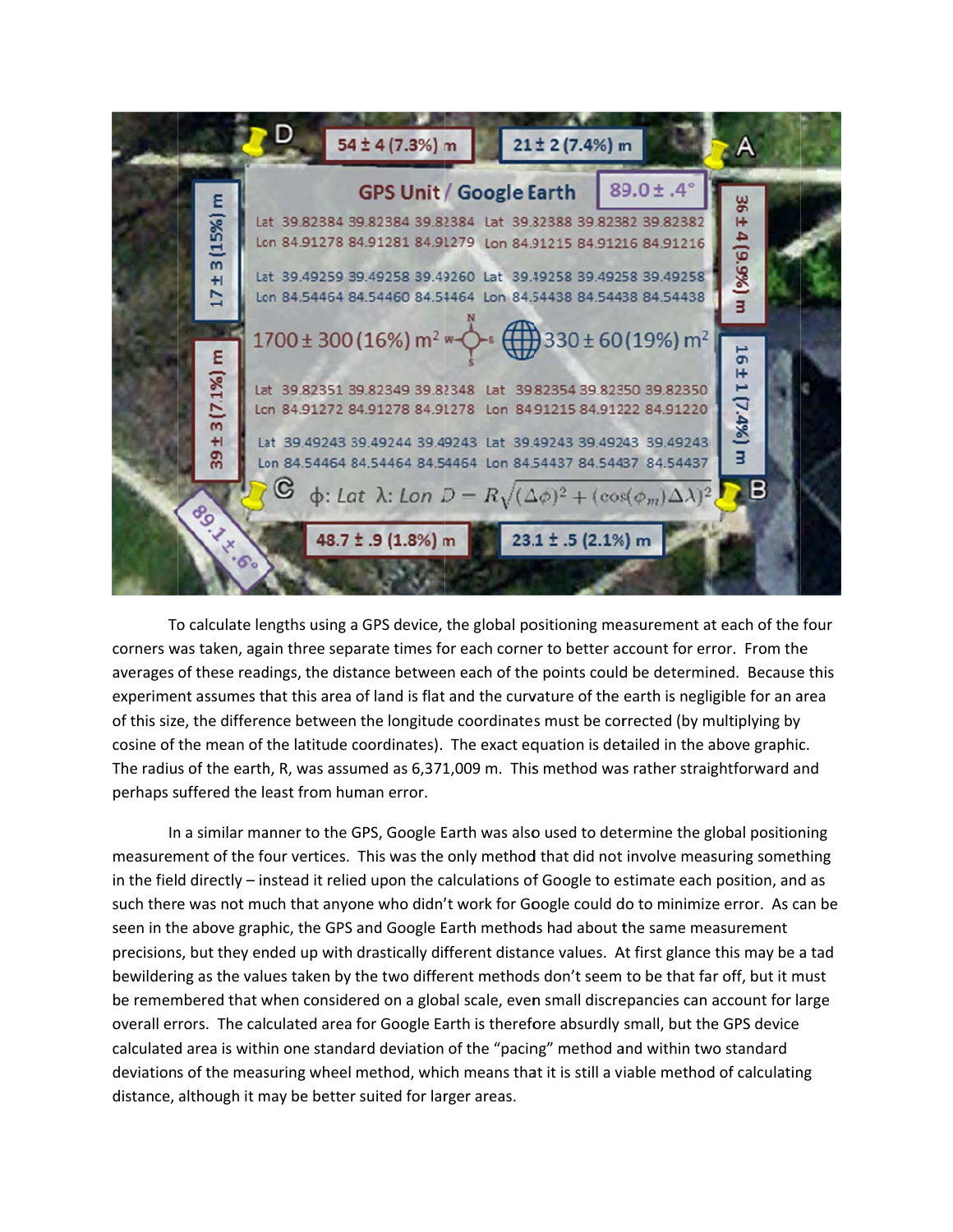| | | | |
|---|---|---|---|
| D | 54 ± 4 (7.3%) m | 21 ± 2 (7.4%) m | A |

**GPS Unit / Google Earth** 89.0 ± .4°

17 ± 3 (15%) m

Lat 39.82384 39.82384 39.82384 Lat 39.82388 39.82382 39.82382
Lon 84.91278 84.91281 84.91279 Lon 84.91215 84.91216 84.91216

Lat 39.49259 39.49258 39.49260 Lat 39.49258 39.49258 39.49258
Lon 84.54464 84.54460 84.54464 Lon 84.54438 84.54438 84.54438

36 ± 4 (9.9%) m

1700 ± 300 (16%) $m^2$ 330 ± 60 (19%) $m^2$

39 ± 3 (7.1%) m

Lat 39.82351 39.82349 39.82348 Lat 39.82354 39.82350 39.82350
Lon 84.91272 84.91278 84.91278 Lon 84.91215 84.91222 84.91220

Lat 39.49243 39.49244 39.49243 Lat 39.49243 39.49243 39.49243
Lon 84.54464 84.54464 84.54464 Lon 84.54437 84.54437 84.54437

16 ± 1 (7.4%) m

C $\phi$: *Lat* $\lambda$: *Lon* $D = R\sqrt{(\Delta\phi)^2 + (\cos(\phi_m)\Delta\lambda)^2}$ B

89.1 ± .6°

| 48.7 ± .9 (1.8%) m | 23.1 ± .5 (2.1%) m |
|---|---|

To calculate lengths using a GPS device, the global positioning measurement at each of the four corners was taken, again three separate times for each corner to better account for error. From the averages of these readings, the distance between each of the points could be determined. Because this experiment assumes that this area of land is flat and the curvature of the earth is negligible for an area of this size, the difference between the longitude coordinates must be corrected (by multiplying by cosine of the mean of the latitude coordinates). The exact equation is detailed in the above graphic. The radius of the earth, R, was assumed as 6,371,009 m. This method was rather straightforward and perhaps suffered the least from human error.

In a similar manner to the GPS, Google Earth was also used to determine the global positioning measurement of the four vertices. This was the only method that did not involve measuring something in the field directly – instead it relied upon the calculations of Google to estimate each position, and as such there was not much that anyone who didn't work for Google could do to minimize error. As can be seen in the above graphic, the GPS and Google Earth methods had about the same measurement precisions, but they ended up with drastically different distance values. At first glance this may be a tad bewildering as the values taken by the two different methods don't seem to be that far off, but it must be remembered that when considered on a global scale, even small discrepancies can account for large overall errors. The calculated area for Google Earth is therefore absurdly small, but the GPS device calculated area is within one standard deviation of the "pacing" method and within two standard deviations of the measuring wheel method, which means that it is still a viable method of calculating distance, although it may be better suited for larger areas.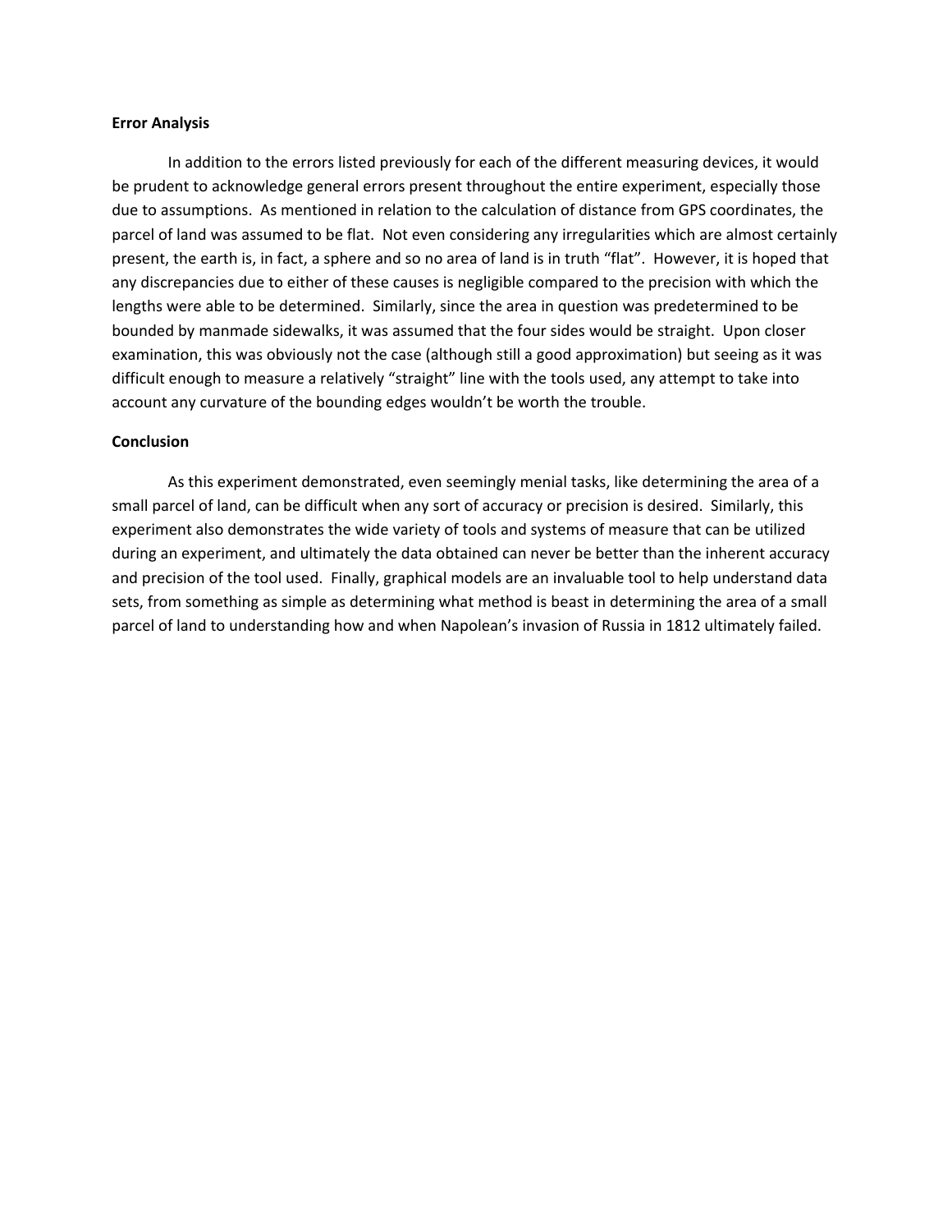**Error Analysis**

In addition to the errors listed previously for each of the different measuring devices, it would be prudent to acknowledge general errors present throughout the entire experiment, especially those due to assumptions. As mentioned in relation to the calculation of distance from GPS coordinates, the parcel of land was assumed to be flat. Not even considering any irregularities which are almost certainly present, the earth is, in fact, a sphere and so no area of land is in truth "flat". However, it is hoped that any discrepancies due to either of these causes is negligible compared to the precision with which the lengths were able to be determined. Similarly, since the area in question was predetermined to be bounded by manmade sidewalks, it was assumed that the four sides would be straight. Upon closer examination, this was obviously not the case (although still a good approximation) but seeing as it was difficult enough to measure a relatively "straight" line with the tools used, any attempt to take into account any curvature of the bounding edges wouldn't be worth the trouble.

**Conclusion**

As this experiment demonstrated, even seemingly menial tasks, like determining the area of a small parcel of land, can be difficult when any sort of accuracy or precision is desired. Similarly, this experiment also demonstrates the wide variety of tools and systems of measure that can be utilized during an experiment, and ultimately the data obtained can never be better than the inherent accuracy and precision of the tool used. Finally, graphical models are an invaluable tool to help understand data sets, from something as simple as determining what method is beast in determining the area of a small parcel of land to understanding how and when Napolean's invasion of Russia in 1812 ultimately failed.